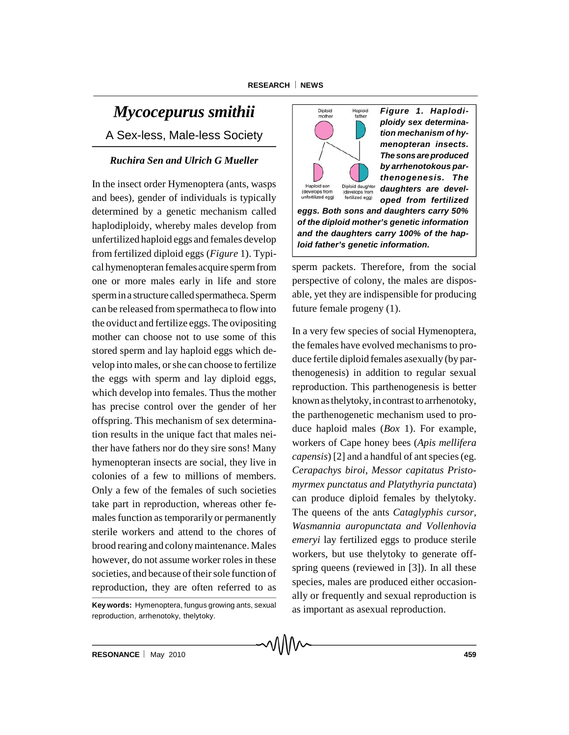# *Mycocepurus smithii*

## A Sex-less, Male-less Society

***Ruchira Sen and Ulrich G Mueller***

In the insect order Hymenoptera (ants, wasps and bees), gender of individuals is typically determined by a genetic mechanism called haplodiploidy, whereby males develop from unfertilized haploid eggs and females develop from fertilized diploid eggs (*Figure* 1). Typical hymenopteran females acquire sperm from one or more males early in life and store sperm in a structure called spermatheca. Sperm can be released from spermatheca to flow into the oviduct and fertilize eggs. The ovipositing mother can choose not to use some of this stored sperm and lay haploid eggs which develop into males, or she can choose to fertilize the eggs with sperm and lay diploid eggs, which develop into females. Thus the mother has precise control over the gender of her offspring. This mechanism of sex determination results in the unique fact that males neither have fathers nor do they sire sons! Many hymenopteran insects are social, they live in colonies of a few to millions of members. Only a few of the females of such societies take part in reproduction, whereas other females function as temporarily or permanently sterile workers and attend to the chores of brood rearing and colony maintenance. Males however, do not assume worker roles in these societies, and because of their sole function of reproduction, they are often referred to as sperm packets. Therefore, from the social perspective of colony, the males are disposable, yet they are indispensible for producing future female progeny (1).

Diploid mother | Haploid father | Haploid son (develops from unfertilized egg) | Diploid daughter (develops from fertilized egg)

***Figure 1. Haplodiploidy sex determination mechanism of hymenopteran insects. The sons are produced by arrhenotokous parthenogenesis. The daughters are developed from fertilized eggs. Both sons and daughters carry 50% of the diploid mother's genetic information and the daughters carry 100% of the haploid father's genetic information.***

In a very few species of social Hymenoptera, the females have evolved mechanisms to produce fertile diploid females asexually (by parthenogenesis) in addition to regular sexual reproduction. This parthenogenesis is better known as thelytoky, in contrast to arrhenotoky, the parthenogenetic mechanism used to produce haploid males (*Box* 1). For example, workers of Cape honey bees (*Apis mellifera capensis*) [2] and a handful of ant species (eg. *Cerapachys biroi, Messor capitatus Pristomyrmex punctatus and Platythyria punctata*) can produce diploid females by thelytoky. The queens of the ants *Cataglyphis cursor, Wasmannia auropunctata and Vollenhovia emeryi* lay fertilized eggs to produce sterile workers, but use thelytoky to generate offspring queens (reviewed in [3]). In all these species, males are produced either occasionally or frequently and sexual reproduction is as important as asexual reproduction.

**Keywords:** Hymenoptera, fungus growing ants, sexual reproduction, arrhenotoky, thelytoky.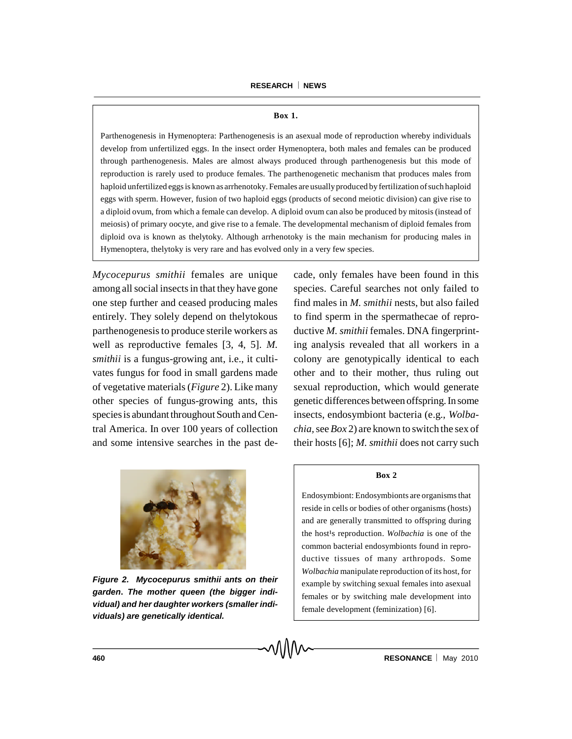**Box 1.**

Parthenogenesis in Hymenoptera: Parthenogenesis is an asexual mode of reproduction whereby individuals develop from unfertilized eggs. In the insect order Hymenoptera, both males and females can be produced through parthenogenesis. Males are almost always produced through parthenogenesis but this mode of reproduction is rarely used to produce females. The parthenogenetic mechanism that produces males from haploid unfertilized eggs is known as arrhenotoky. Females are usually produced by fertilization of such haploid eggs with sperm. However, fusion of two haploid eggs (products of second meiotic division) can give rise to a diploid ovum, from which a female can develop. A diploid ovum can also be produced by mitosis (instead of meiosis) of primary oocyte, and give rise to a female. The developmental mechanism of diploid females from diploid ova is known as thelytoky. Although arrhenotoky is the main mechanism for producing males in Hymenoptera, thelytoky is very rare and has evolved only in a very few species.

*Mycocepurus smithii* females are unique among all social insects in that they have gone one step further and ceased producing males entirely. They solely depend on thelytokous parthenogenesis to produce sterile workers as well as reproductive females [3, 4, 5]. *M. smithii* is a fungus-growing ant, i.e., it cultivates fungus for food in small gardens made of vegetative materials (*Figure* 2). Like many other species of fungus-growing ants, this species is abundant throughout South and Central America. In over 100 years of collection and some intensive searches in the past decade, only females have been found in this species. Careful searches not only failed to find males in *M. smithii* nests, but also failed to find sperm in the spermathecae of reproductive *M. smithii* females. DNA fingerprinting analysis revealed that all workers in a colony are genotypically identical to each other and to their mother, thus ruling out sexual reproduction, which would generate genetic differences between offspring. In some insects, endosymbiont bacteria (e.g., *Wolbachia*, see *Box* 2) are known to switch the sex of their hosts [6]; *M. smithii* does not carry such

***Figure 2. Mycocepurus smithii ants on their garden. The mother queen (the bigger individual) and her daughter workers (smaller individuals) are genetically identical.***

**Box 2**

Endosymbiont: Endosymbionts are organisms that reside in cells or bodies of other organisms (hosts) and are generally transmitted to offspring during the host's reproduction. *Wolbachia* is one of the common bacterial endosymbionts found in reproductive tissues of many arthropods. Some *Wolbachia* manipulate reproduction of its host, for example by switching sexual females into asexual females or by switching male development into female development (feminization) [6].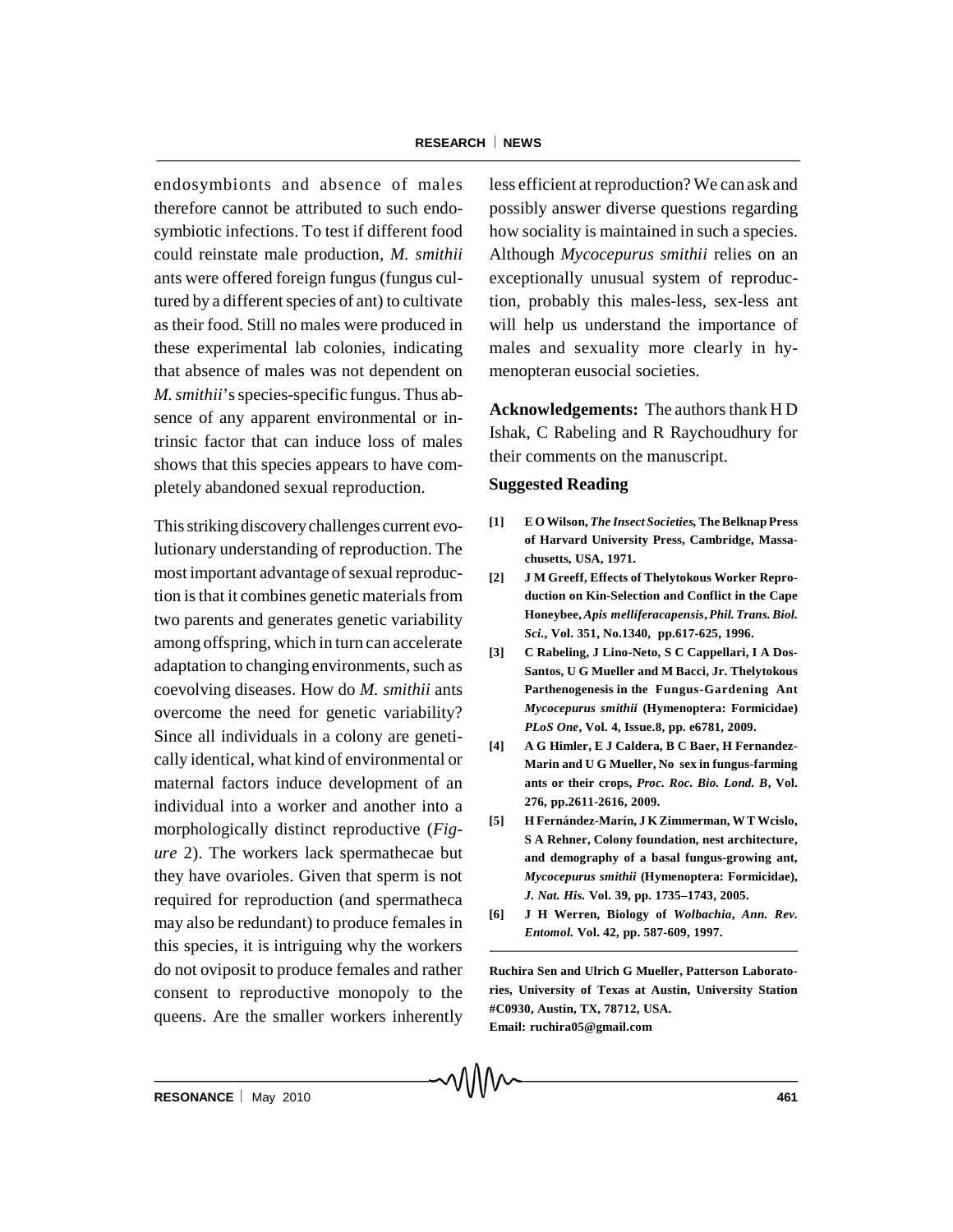endosymbionts and absence of males therefore cannot be attributed to such endosymbiotic infections. To test if different food could reinstate male production, *M. smithii* ants were offered foreign fungus (fungus cultured by a different species of ant) to cultivate as their food. Still no males were produced in these experimental lab colonies, indicating that absence of males was not dependent on *M. smithii*'s species-specific fungus. Thus absence of any apparent environmental or intrinsic factor that can induce loss of males shows that this species appears to have completely abandoned sexual reproduction.

This striking discovery challenges current evolutionary understanding of reproduction. The most important advantage of sexual reproduction is that it combines genetic materials from two parents and generates genetic variability among offspring, which in turn can accelerate adaptation to changing environments, such as coevolving diseases. How do *M. smithii* ants overcome the need for genetic variability? Since all individuals in a colony are genetically identical, what kind of environmental or maternal factors induce development of an individual into a worker and another into a morphologically distinct reproductive (*Figure* 2). The workers lack spermathecae but they have ovarioles. Given that sperm is not required for reproduction (and spermatheca may also be redundant) to produce females in this species, it is intriguing why the workers do not oviposit to produce females and rather consent to reproductive monopoly to the queens. Are the smaller workers inherently less efficient at reproduction? We can ask and possibly answer diverse questions regarding how sociality is maintained in such a species. Although *Mycocepurus smithii* relies on an exceptionally unusual system of reproduction, probably this males-less, sex-less ant will help us understand the importance of males and sexuality more clearly in hymenopteran eusocial societies.

**Acknowledgements:** The authors thank H D Ishak, C Rabeling and R Raychoudhury for their comments on the manuscript.

## Suggested Reading

**[1] E O Wilson, *The Insect Societies*, The Belknap Press of Harvard University Press, Cambridge, Massachusetts, USA, 1971.**

**[2] J M Greeff, Effects of Thelytokous Worker Reproduction on Kin-Selection and Conflict in the Cape Honeybee, *Apis melliferacapensis*, *Phil. Trans. Biol. Sci.*, Vol. 351, No.1340, pp.617-625, 1996.**

**[3] C Rabeling, J Lino-Neto, S C Cappellari, I A Dos-Santos, U G Mueller and M Bacci, Jr. Thelytokous Parthenogenesis in the Fungus-Gardening Ant *Mycocepurus smithii* (Hymenoptera: Formicidae) *PLoS One*, Vol. 4, Issue.8, pp. e6781, 2009.**

**[4] A G Himler, E J Caldera, B C Baer, H Fernandez-Marin and U G Mueller, No sex in fungus-farming ants or their crops, *Proc. Roc. Bio. Lond. B*, Vol. 276, pp.2611-2616, 2009.**

**[5] H Fernández-Marín, J K Zimmerman, W T Wcislo, S A Rehner, Colony foundation, nest architecture, and demography of a basal fungus-growing ant, *Mycocepurus smithii* (Hymenoptera: Formicidae), *J. Nat. His.* Vol. 39, pp. 1735–1743, 2005.**

**[6] J H Werren, Biology of *Wolbachia*, *Ann. Rev. Entomol.* Vol. 42, pp. 587-609, 1997.**

**Ruchira Sen and Ulrich G Mueller, Patterson Laboratories, University of Texas at Austin, University Station #C0930, Austin, TX, 78712, USA.**
**Email: ruchira05@gmail.com**